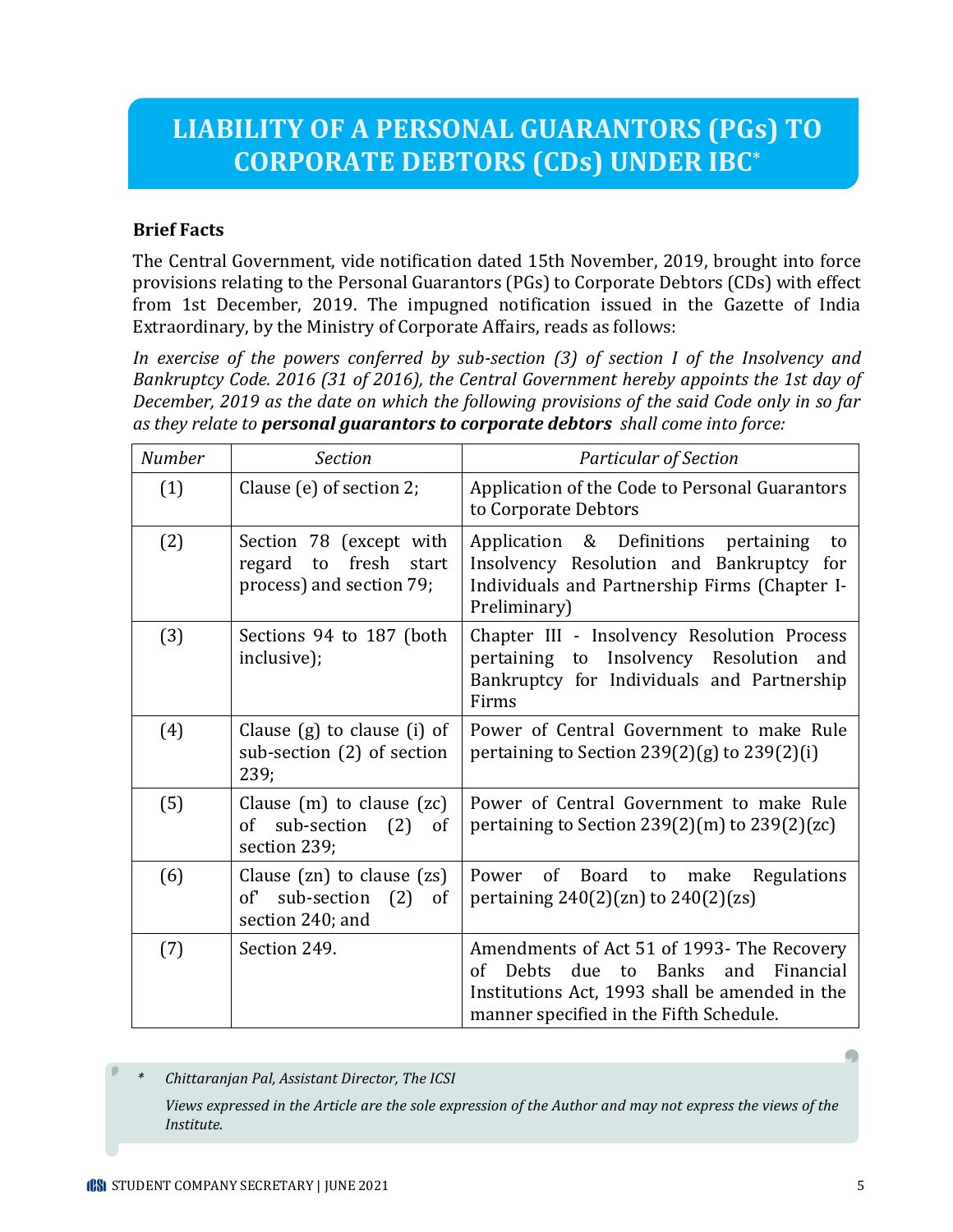# LIABILITY OF A PERSONAL GUARANTORS (PGs) TO CORPORATE DEBTORS (CDs) UNDER IBC*

**Brief Facts**

The Central Government, vide notification dated 15th November, 2019, brought into force provisions relating to the Personal Guarantors (PGs) to Corporate Debtors (CDs) with effect from 1st December, 2019. The impugned notification issued in the Gazette of India Extraordinary, by the Ministry of Corporate Affairs, reads as follows:

*In exercise of the powers conferred by sub-section (3) of section I of the Insolvency and Bankruptcy Code. 2016 (31 of 2016), the Central Government hereby appoints the 1st day of December, 2019 as the date on which the following provisions of the said Code only in so far as they relate to* ***personal guarantors to corporate debtors*** *shall come into force:*

| *Number* | *Section* | *Particular of Section* |
|---|---|---|
| (1) | Clause (e) of section 2; | Application of the Code to Personal Guarantors to Corporate Debtors |
| (2) | Section 78 (except with regard to fresh start process) and section 79; | Application & Definitions pertaining to Insolvency Resolution and Bankruptcy for Individuals and Partnership Firms (Chapter I- Preliminary) |
| (3) | Sections 94 to 187 (both inclusive); | Chapter III - Insolvency Resolution Process pertaining to Insolvency Resolution and Bankruptcy for Individuals and Partnership Firms |
| (4) | Clause (g) to clause (i) of sub-section (2) of section 239; | Power of Central Government to make Rule pertaining to Section 239(2)(g) to 239(2)(i) |
| (5) | Clause (m) to clause (zc) of sub-section (2) of section 239; | Power of Central Government to make Rule pertaining to Section 239(2)(m) to 239(2)(zc) |
| (6) | Clause (zn) to clause (zs) of' sub-section (2) of section 240; and | Power of Board to make Regulations pertaining 240(2)(zn) to 240(2)(zs) |
| (7) | Section 249. | Amendments of Act 51 of 1993- The Recovery of Debts due to Banks and Financial Institutions Act, 1993 shall be amended in the manner specified in the Fifth Schedule. |

\* *Chittaranjan Pal, Assistant Director, The ICSI*

*Views expressed in the Article are the sole expression of the Author and may not express the views of the Institute.*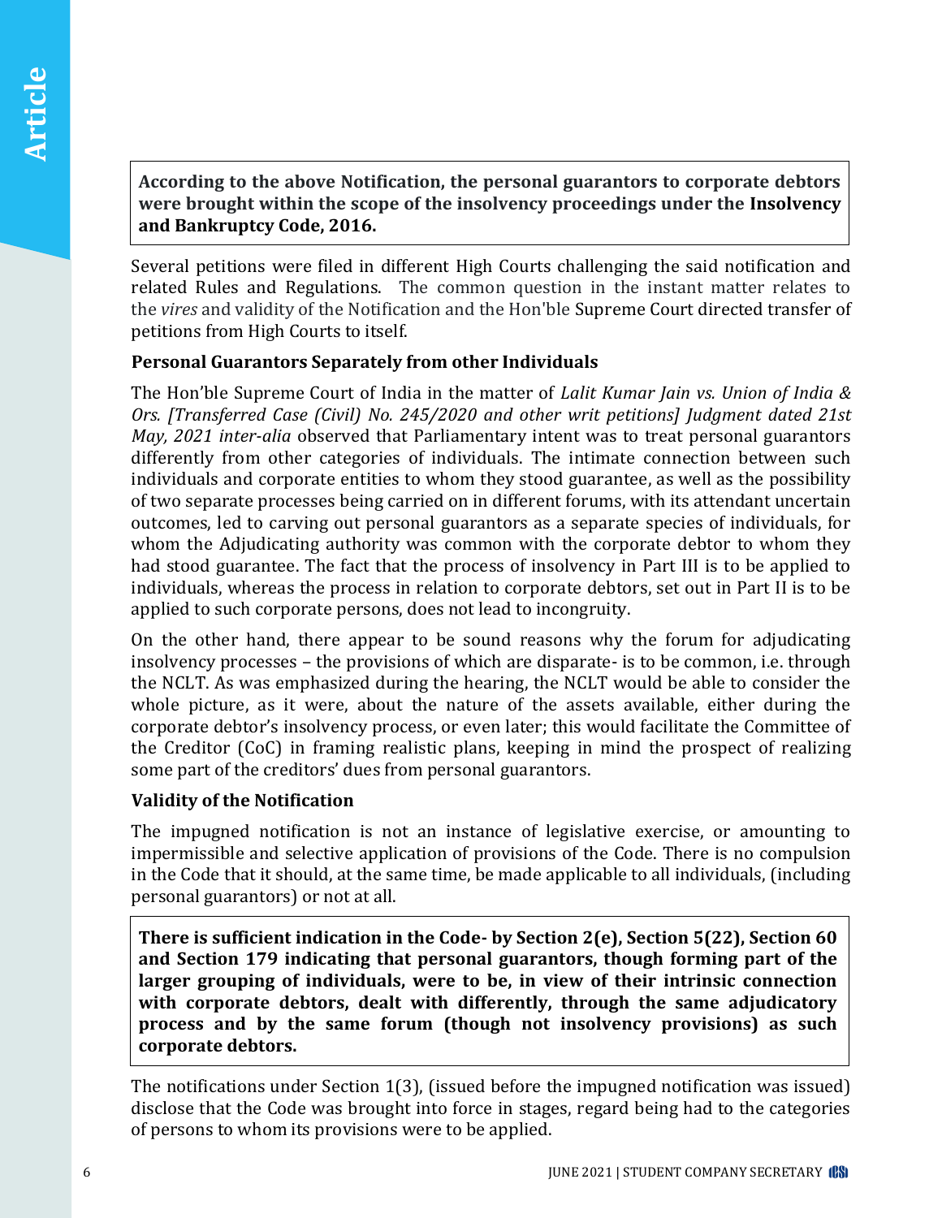**According to the above Notification, the personal guarantors to corporate debtors were brought within the scope of the insolvency proceedings under the Insolvency and Bankruptcy Code, 2016.**

Several petitions were filed in different High Courts challenging the said notification and related Rules and Regulations. The common question in the instant matter relates to the *vires* and validity of the Notification and the Hon'ble Supreme Court directed transfer of petitions from High Courts to itself.

### Personal Guarantors Separately from other Individuals

The Hon'ble Supreme Court of India in the matter of *Lalit Kumar Jain vs. Union of India & Ors. [Transferred Case (Civil) No. 245/2020 and other writ petitions] Judgment dated 21st May, 2021 inter-alia* observed that Parliamentary intent was to treat personal guarantors differently from other categories of individuals. The intimate connection between such individuals and corporate entities to whom they stood guarantee, as well as the possibility of two separate processes being carried on in different forums, with its attendant uncertain outcomes, led to carving out personal guarantors as a separate species of individuals, for whom the Adjudicating authority was common with the corporate debtor to whom they had stood guarantee. The fact that the process of insolvency in Part III is to be applied to individuals, whereas the process in relation to corporate debtors, set out in Part II is to be applied to such corporate persons, does not lead to incongruity.

On the other hand, there appear to be sound reasons why the forum for adjudicating insolvency processes – the provisions of which are disparate- is to be common, i.e. through the NCLT. As was emphasized during the hearing, the NCLT would be able to consider the whole picture, as it were, about the nature of the assets available, either during the corporate debtor's insolvency process, or even later; this would facilitate the Committee of the Creditor (CoC) in framing realistic plans, keeping in mind the prospect of realizing some part of the creditors' dues from personal guarantors.

### Validity of the Notification

The impugned notification is not an instance of legislative exercise, or amounting to impermissible and selective application of provisions of the Code. There is no compulsion in the Code that it should, at the same time, be made applicable to all individuals, (including personal guarantors) or not at all.

**There is sufficient indication in the Code- by Section 2(e), Section 5(22), Section 60 and Section 179 indicating that personal guarantors, though forming part of the larger grouping of individuals, were to be, in view of their intrinsic connection with corporate debtors, dealt with differently, through the same adjudicatory process and by the same forum (though not insolvency provisions) as such corporate debtors.**

The notifications under Section 1(3), (issued before the impugned notification was issued) disclose that the Code was brought into force in stages, regard being had to the categories of persons to whom its provisions were to be applied.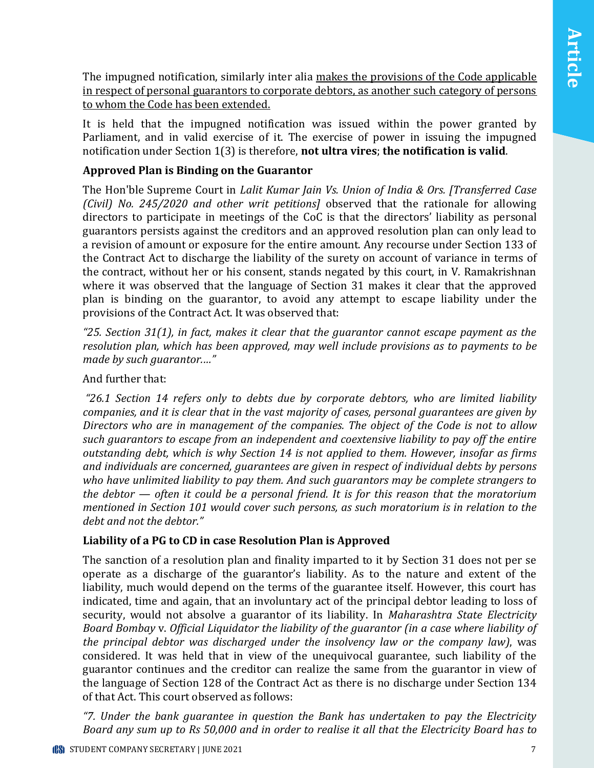The impugned notification, similarly inter alia makes the provisions of the Code applicable in respect of personal guarantors to corporate debtors, as another such category of persons to whom the Code has been extended.

It is held that the impugned notification was issued within the power granted by Parliament, and in valid exercise of it. The exercise of power in issuing the impugned notification under Section 1(3) is therefore, **not ultra vires**; **the notification is valid**.

### Approved Plan is Binding on the Guarantor

The Hon'ble Supreme Court in *Lalit Kumar Jain Vs. Union of India & Ors. [Transferred Case (Civil) No. 245/2020 and other writ petitions]* observed that the rationale for allowing directors to participate in meetings of the CoC is that the directors' liability as personal guarantors persists against the creditors and an approved resolution plan can only lead to a revision of amount or exposure for the entire amount. Any recourse under Section 133 of the Contract Act to discharge the liability of the surety on account of variance in terms of the contract, without her or his consent, stands negated by this court, in V. Ramakrishnan where it was observed that the language of Section 31 makes it clear that the approved plan is binding on the guarantor, to avoid any attempt to escape liability under the provisions of the Contract Act. It was observed that:

*"25. Section 31(1), in fact, makes it clear that the guarantor cannot escape payment as the resolution plan, which has been approved, may well include provisions as to payments to be made by such guarantor…."*

And further that:

*"26.1 Section 14 refers only to debts due by corporate debtors, who are limited liability companies, and it is clear that in the vast majority of cases, personal guarantees are given by Directors who are in management of the companies. The object of the Code is not to allow such guarantors to escape from an independent and coextensive liability to pay off the entire outstanding debt, which is why Section 14 is not applied to them. However, insofar as firms and individuals are concerned, guarantees are given in respect of individual debts by persons who have unlimited liability to pay them. And such guarantors may be complete strangers to the debtor — often it could be a personal friend. It is for this reason that the moratorium mentioned in Section 101 would cover such persons, as such moratorium is in relation to the debt and not the debtor."*

### Liability of a PG to CD in case Resolution Plan is Approved

The sanction of a resolution plan and finality imparted to it by Section 31 does not per se operate as a discharge of the guarantor's liability. As to the nature and extent of the liability, much would depend on the terms of the guarantee itself. However, this court has indicated, time and again, that an involuntary act of the principal debtor leading to loss of security, would not absolve a guarantor of its liability. In *Maharashtra State Electricity Board Bombay* v. *Official Liquidator the liability of the guarantor (in a case where liability of the principal debtor was discharged under the insolvency law or the company law)*, was considered. It was held that in view of the unequivocal guarantee, such liability of the guarantor continues and the creditor can realize the same from the guarantor in view of the language of Section 128 of the Contract Act as there is no discharge under Section 134 of that Act. This court observed as follows:

*"7. Under the bank guarantee in question the Bank has undertaken to pay the Electricity Board any sum up to Rs 50,000 and in order to realise it all that the Electricity Board has to*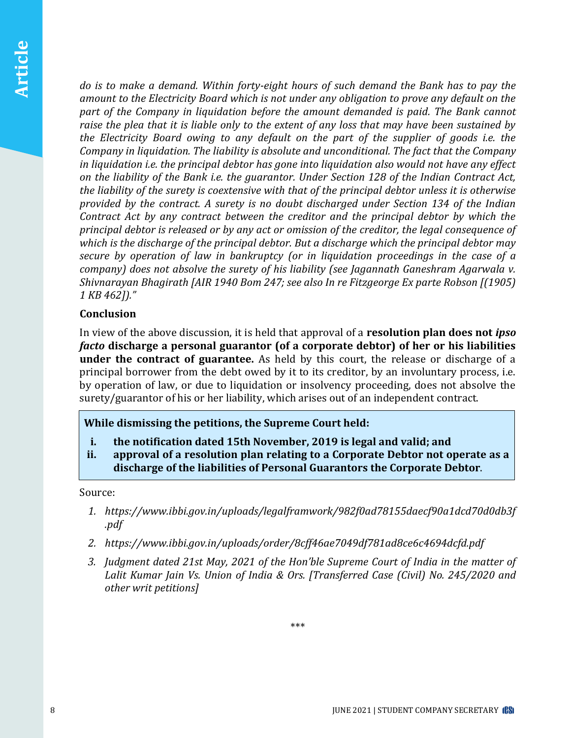*do is to make a demand. Within forty-eight hours of such demand the Bank has to pay the amount to the Electricity Board which is not under any obligation to prove any default on the part of the Company in liquidation before the amount demanded is paid. The Bank cannot raise the plea that it is liable only to the extent of any loss that may have been sustained by the Electricity Board owing to any default on the part of the supplier of goods i.e. the Company in liquidation. The liability is absolute and unconditional. The fact that the Company in liquidation i.e. the principal debtor has gone into liquidation also would not have any effect on the liability of the Bank i.e. the guarantor. Under Section 128 of the Indian Contract Act, the liability of the surety is coextensive with that of the principal debtor unless it is otherwise provided by the contract. A surety is no doubt discharged under Section 134 of the Indian Contract Act by any contract between the creditor and the principal debtor by which the principal debtor is released or by any act or omission of the creditor, the legal consequence of which is the discharge of the principal debtor. But a discharge which the principal debtor may secure by operation of law in bankruptcy (or in liquidation proceedings in the case of a company) does not absolve the surety of his liability (see Jagannath Ganeshram Agarwala v. Shivnarayan Bhagirath [AIR 1940 Bom 247; see also In re Fitzgeorge Ex parte Robson [(1905) 1 KB 462]).”*

**Conclusion**

In view of the above discussion, it is held that approval of a **resolution plan does not *ipso facto* discharge a personal guarantor (of a corporate debtor) of her or his liabilities under the contract of guarantee.** As held by this court, the release or discharge of a principal borrower from the debt owed by it to its creditor, by an involuntary process, i.e. by operation of law, or due to liquidation or insolvency proceeding, does not absolve the surety/guarantor of his or her liability, which arises out of an independent contract.

**While dismissing the petitions, the Supreme Court held:**

i. **the notification dated 15th November, 2019 is legal and valid; and**
ii. **approval of a resolution plan relating to a Corporate Debtor not operate as a discharge of the liabilities of Personal Guarantors the Corporate Debtor**.

Source:

1. *https://www.ibbi.gov.in/uploads/legalframwork/982f0ad78155daecf90a1dcd70d0db3f.pdf*
2. *https://www.ibbi.gov.in/uploads/order/8cff46ae7049df781ad8ce6c4694dcfd.pdf*
3. *Judgment dated 21st May, 2021 of the Hon'ble Supreme Court of India in the matter of Lalit Kumar Jain Vs. Union of India & Ors. [Transferred Case (Civil) No. 245/2020 and other writ petitions]*

***